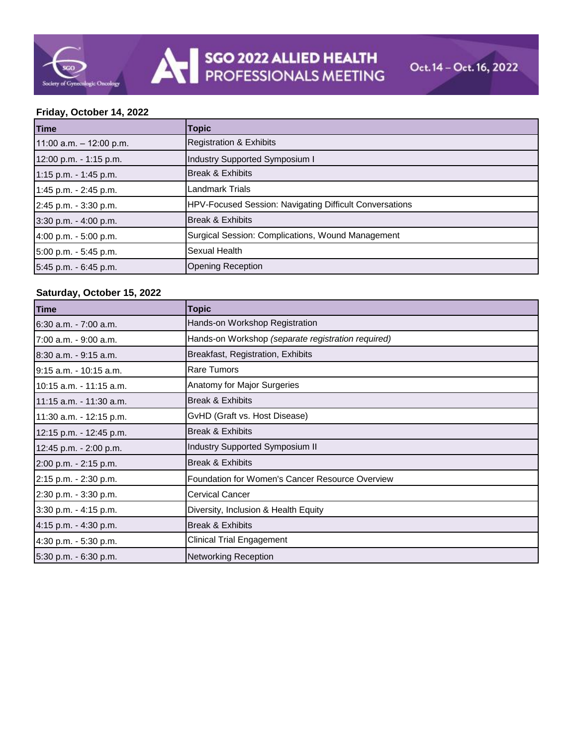# SGO 2022 ALLIED HEALTH PROFESSIONALS MEETING

Society of Gynecologic Oncology

Oct. 14 – Oct. 16, 2022

**Friday, October 14, 2022**

| Time | Topic |
|---|---|
| 11:00 a.m. – 12:00 p.m. | Registration & Exhibits |
| 12:00 p.m. - 1:15 p.m. | Industry Supported Symposium I |
| 1:15 p.m. - 1:45 p.m. | Break & Exhibits |
| 1:45 p.m. - 2:45 p.m. | Landmark Trials |
| 2:45 p.m. - 3:30 p.m. | HPV-Focused Session: Navigating Difficult Conversations |
| 3:30 p.m. - 4:00 p.m. | Break & Exhibits |
| 4:00 p.m. - 5:00 p.m. | Surgical Session: Complications, Wound Management |
| 5:00 p.m. - 5:45 p.m. | Sexual Health |
| 5:45 p.m. - 6:45 p.m. | Opening Reception |

**Saturday, October 15, 2022**

| Time | Topic |
|---|---|
| 6:30 a.m. - 7:00 a.m. | Hands-on Workshop Registration |
| 7:00 a.m. - 9:00 a.m. | Hands-on Workshop *(separate registration required)* |
| 8:30 a.m. - 9:15 a.m. | Breakfast, Registration, Exhibits |
| 9:15 a.m. - 10:15 a.m. | Rare Tumors |
| 10:15 a.m. - 11:15 a.m. | Anatomy for Major Surgeries |
| 11:15 a.m. - 11:30 a.m. | Break & Exhibits |
| 11:30 a.m. - 12:15 p.m. | GvHD (Graft vs. Host Disease) |
| 12:15 p.m. - 12:45 p.m. | Break & Exhibits |
| 12:45 p.m. - 2:00 p.m. | Industry Supported Symposium II |
| 2:00 p.m. - 2:15 p.m. | Break & Exhibits |
| 2:15 p.m. - 2:30 p.m. | Foundation for Women's Cancer Resource Overview |
| 2:30 p.m. - 3:30 p.m. | Cervical Cancer |
| 3:30 p.m. - 4:15 p.m. | Diversity, Inclusion & Health Equity |
| 4:15 p.m. - 4:30 p.m. | Break & Exhibits |
| 4:30 p.m. - 5:30 p.m. | Clinical Trial Engagement |
| 5:30 p.m. - 6:30 p.m. | Networking Reception |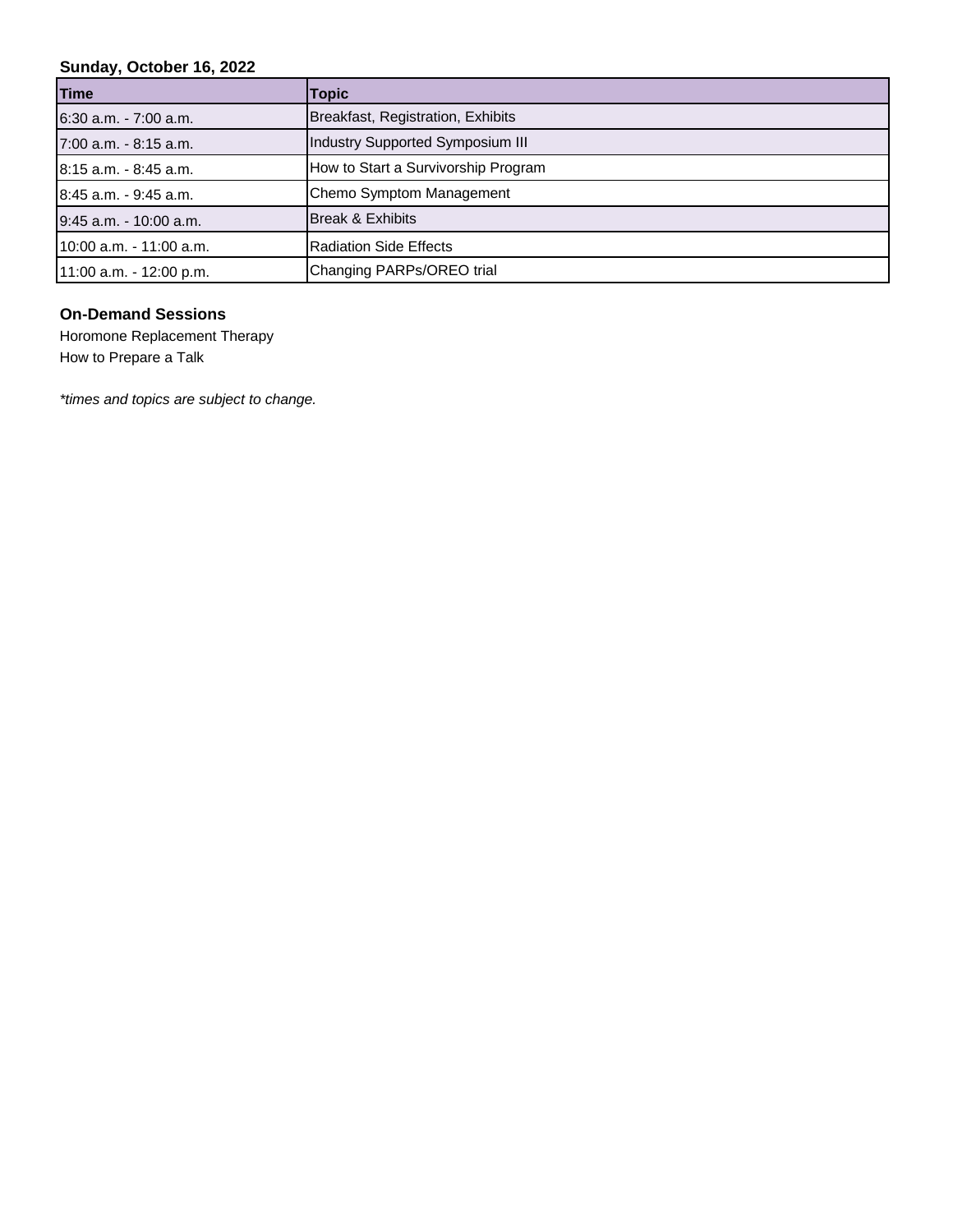**Sunday, October 16, 2022**

| Time | Topic |
| --- | --- |
| 6:30 a.m. - 7:00 a.m. | Breakfast, Registration, Exhibits |
| 7:00 a.m. - 8:15 a.m. | Industry Supported Symposium III |
| 8:15 a.m. - 8:45 a.m. | How to Start a Survivorship Program |
| 8:45 a.m. - 9:45 a.m. | Chemo Symptom Management |
| 9:45 a.m. - 10:00 a.m. | Break & Exhibits |
| 10:00 a.m. - 11:00 a.m. | Radiation Side Effects |
| 11:00 a.m. - 12:00 p.m. | Changing PARPs/OREO trial |

**On-Demand Sessions**

Horomone Replacement Therapy

How to Prepare a Talk

*\*times and topics are subject to change.*